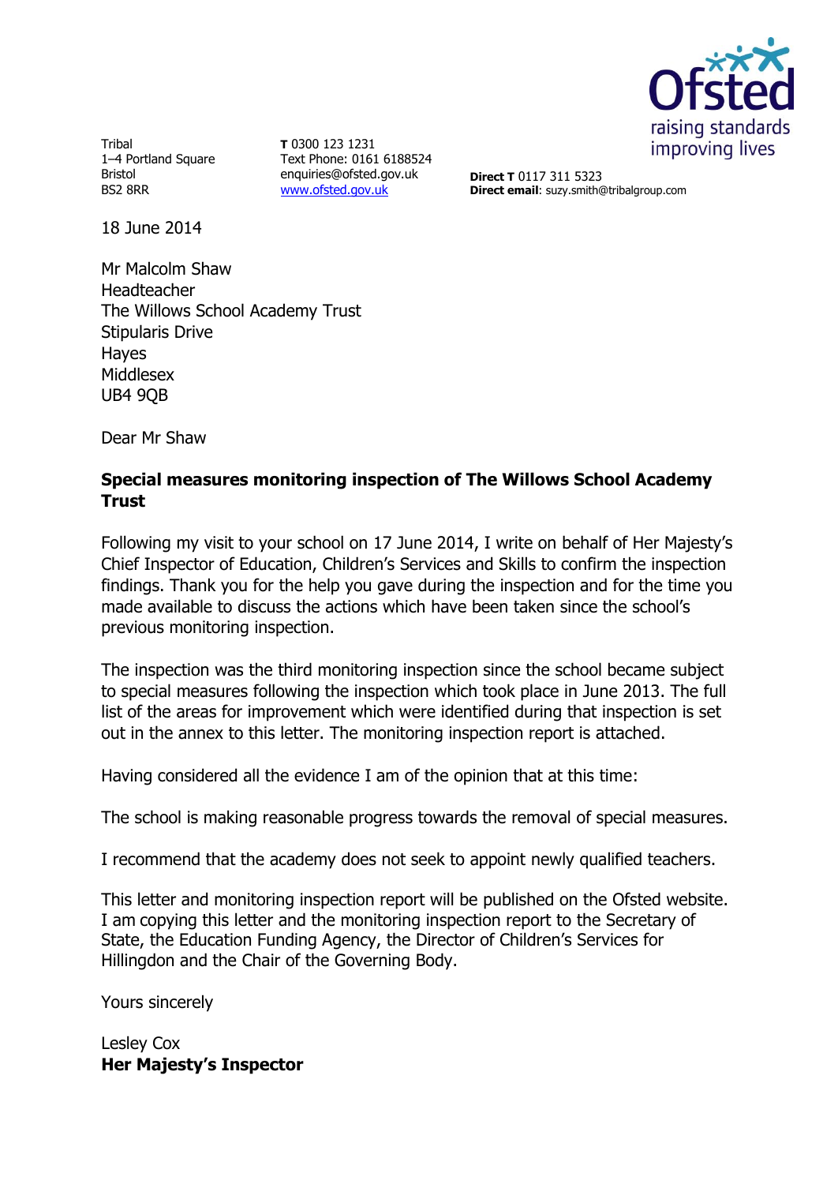Ofsted
raising standards
improving lives

Tribal
1–4 Portland Square
Bristol
BS2 8RR

**T** 0300 123 1231
Text Phone: 0161 6188524
enquiries@ofsted.gov.uk
www.ofsted.gov.uk

**Direct T** 0117 311 5323
**Direct email**: suzy.smith@tribalgroup.com

18 June 2014

Mr Malcolm Shaw
Headteacher
The Willows School Academy Trust
Stipularis Drive
Hayes
Middlesex
UB4 9QB

Dear Mr Shaw

**Special measures monitoring inspection of The Willows School Academy Trust**

Following my visit to your school on 17 June 2014, I write on behalf of Her Majesty's Chief Inspector of Education, Children's Services and Skills to confirm the inspection findings. Thank you for the help you gave during the inspection and for the time you made available to discuss the actions which have been taken since the school's previous monitoring inspection.

The inspection was the third monitoring inspection since the school became subject to special measures following the inspection which took place in June 2013. The full list of the areas for improvement which were identified during that inspection is set out in the annex to this letter. The monitoring inspection report is attached.

Having considered all the evidence I am of the opinion that at this time:

The school is making reasonable progress towards the removal of special measures.

I recommend that the academy does not seek to appoint newly qualified teachers.

This letter and monitoring inspection report will be published on the Ofsted website. I am copying this letter and the monitoring inspection report to the Secretary of State, the Education Funding Agency, the Director of Children's Services for Hillingdon and the Chair of the Governing Body.

Yours sincerely

Lesley Cox
**Her Majesty's Inspector**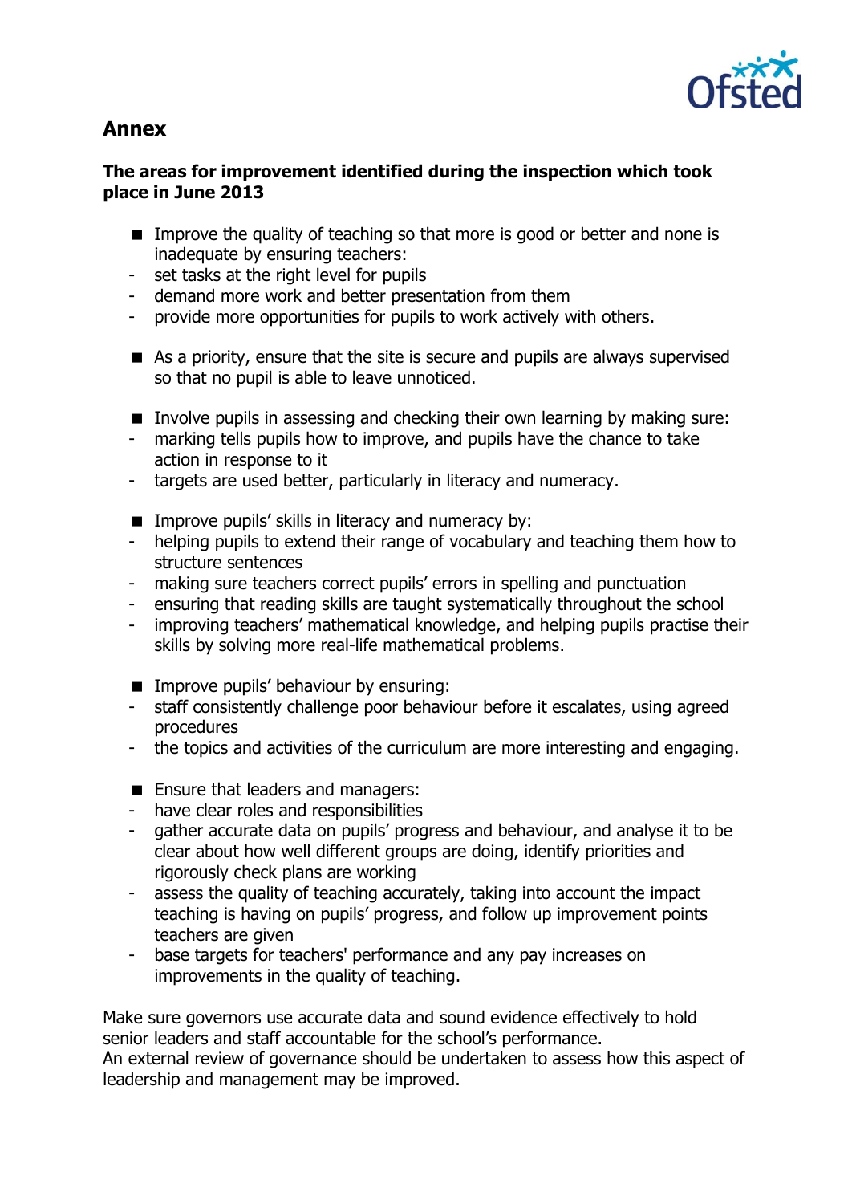## Annex

### The areas for improvement identified during the inspection which took place in June 2013

- Improve the quality of teaching so that more is good or better and none is inadequate by ensuring teachers:
  - set tasks at the right level for pupils
  - demand more work and better presentation from them
  - provide more opportunities for pupils to work actively with others.

- As a priority, ensure that the site is secure and pupils are always supervised so that no pupil is able to leave unnoticed.

- Involve pupils in assessing and checking their own learning by making sure:
  - marking tells pupils how to improve, and pupils have the chance to take action in response to it
  - targets are used better, particularly in literacy and numeracy.

- Improve pupils' skills in literacy and numeracy by:
  - helping pupils to extend their range of vocabulary and teaching them how to structure sentences
  - making sure teachers correct pupils' errors in spelling and punctuation
  - ensuring that reading skills are taught systematically throughout the school
  - improving teachers' mathematical knowledge, and helping pupils practise their skills by solving more real-life mathematical problems.

- Improve pupils' behaviour by ensuring:
  - staff consistently challenge poor behaviour before it escalates, using agreed procedures
  - the topics and activities of the curriculum are more interesting and engaging.

- Ensure that leaders and managers:
  - have clear roles and responsibilities
  - gather accurate data on pupils' progress and behaviour, and analyse it to be clear about how well different groups are doing, identify priorities and rigorously check plans are working
  - assess the quality of teaching accurately, taking into account the impact teaching is having on pupils' progress, and follow up improvement points teachers are given
  - base targets for teachers' performance and any pay increases on improvements in the quality of teaching.

Make sure governors use accurate data and sound evidence effectively to hold senior leaders and staff accountable for the school's performance.
An external review of governance should be undertaken to assess how this aspect of leadership and management may be improved.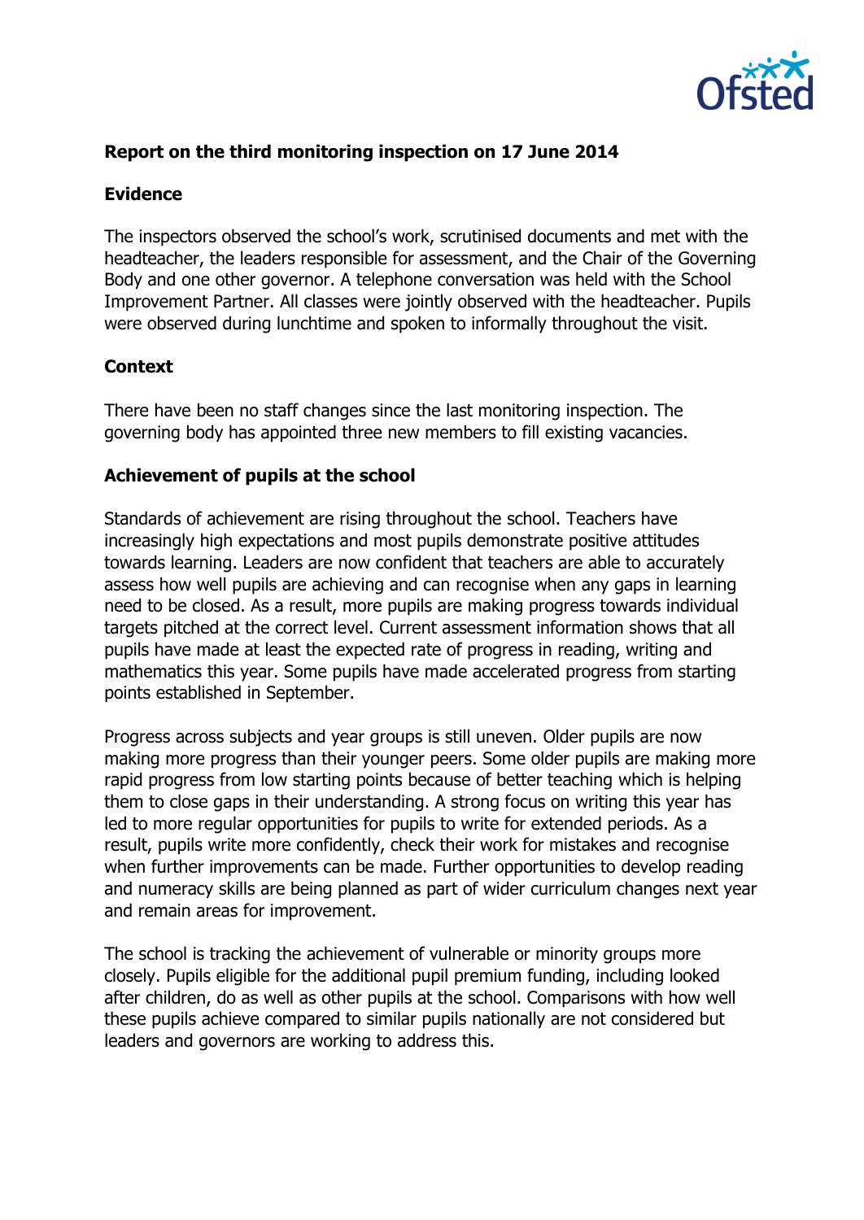## Report on the third monitoring inspection on 17 June 2014

### Evidence

The inspectors observed the school's work, scrutinised documents and met with the headteacher, the leaders responsible for assessment, and the Chair of the Governing Body and one other governor. A telephone conversation was held with the School Improvement Partner. All classes were jointly observed with the headteacher. Pupils were observed during lunchtime and spoken to informally throughout the visit.

### Context

There have been no staff changes since the last monitoring inspection. The governing body has appointed three new members to fill existing vacancies.

### Achievement of pupils at the school

Standards of achievement are rising throughout the school. Teachers have increasingly high expectations and most pupils demonstrate positive attitudes towards learning. Leaders are now confident that teachers are able to accurately assess how well pupils are achieving and can recognise when any gaps in learning need to be closed. As a result, more pupils are making progress towards individual targets pitched at the correct level. Current assessment information shows that all pupils have made at least the expected rate of progress in reading, writing and mathematics this year. Some pupils have made accelerated progress from starting points established in September.

Progress across subjects and year groups is still uneven. Older pupils are now making more progress than their younger peers. Some older pupils are making more rapid progress from low starting points because of better teaching which is helping them to close gaps in their understanding. A strong focus on writing this year has led to more regular opportunities for pupils to write for extended periods. As a result, pupils write more confidently, check their work for mistakes and recognise when further improvements can be made. Further opportunities to develop reading and numeracy skills are being planned as part of wider curriculum changes next year and remain areas for improvement.

The school is tracking the achievement of vulnerable or minority groups more closely. Pupils eligible for the additional pupil premium funding, including looked after children, do as well as other pupils at the school. Comparisons with how well these pupils achieve compared to similar pupils nationally are not considered but leaders and governors are working to address this.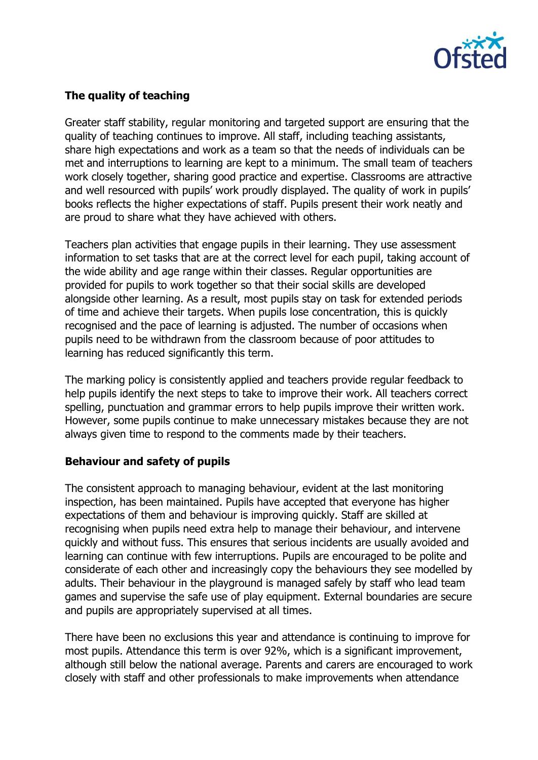## The quality of teaching

Greater staff stability, regular monitoring and targeted support are ensuring that the quality of teaching continues to improve. All staff, including teaching assistants, share high expectations and work as a team so that the needs of individuals can be met and interruptions to learning are kept to a minimum. The small team of teachers work closely together, sharing good practice and expertise. Classrooms are attractive and well resourced with pupils' work proudly displayed. The quality of work in pupils' books reflects the higher expectations of staff. Pupils present their work neatly and are proud to share what they have achieved with others.

Teachers plan activities that engage pupils in their learning. They use assessment information to set tasks that are at the correct level for each pupil, taking account of the wide ability and age range within their classes. Regular opportunities are provided for pupils to work together so that their social skills are developed alongside other learning. As a result, most pupils stay on task for extended periods of time and achieve their targets. When pupils lose concentration, this is quickly recognised and the pace of learning is adjusted. The number of occasions when pupils need to be withdrawn from the classroom because of poor attitudes to learning has reduced significantly this term.

The marking policy is consistently applied and teachers provide regular feedback to help pupils identify the next steps to take to improve their work. All teachers correct spelling, punctuation and grammar errors to help pupils improve their written work. However, some pupils continue to make unnecessary mistakes because they are not always given time to respond to the comments made by their teachers.

## Behaviour and safety of pupils

The consistent approach to managing behaviour, evident at the last monitoring inspection, has been maintained. Pupils have accepted that everyone has higher expectations of them and behaviour is improving quickly. Staff are skilled at recognising when pupils need extra help to manage their behaviour, and intervene quickly and without fuss. This ensures that serious incidents are usually avoided and learning can continue with few interruptions. Pupils are encouraged to be polite and considerate of each other and increasingly copy the behaviours they see modelled by adults. Their behaviour in the playground is managed safely by staff who lead team games and supervise the safe use of play equipment. External boundaries are secure and pupils are appropriately supervised at all times.

There have been no exclusions this year and attendance is continuing to improve for most pupils. Attendance this term is over 92%, which is a significant improvement, although still below the national average. Parents and carers are encouraged to work closely with staff and other professionals to make improvements when attendance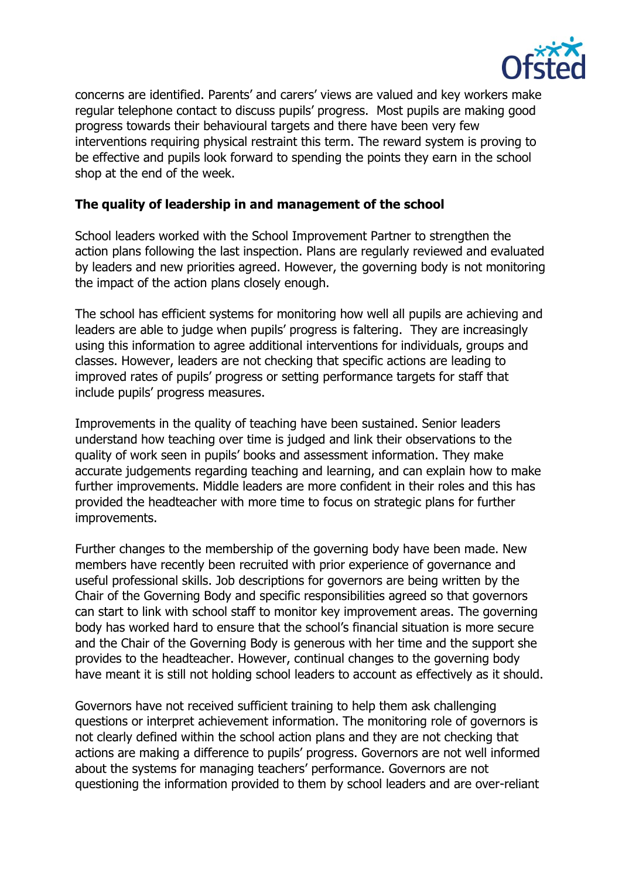concerns are identified. Parents' and carers' views are valued and key workers make regular telephone contact to discuss pupils' progress. Most pupils are making good progress towards their behavioural targets and there have been very few interventions requiring physical restraint this term. The reward system is proving to be effective and pupils look forward to spending the points they earn in the school shop at the end of the week.

**The quality of leadership in and management of the school**

School leaders worked with the School Improvement Partner to strengthen the action plans following the last inspection. Plans are regularly reviewed and evaluated by leaders and new priorities agreed. However, the governing body is not monitoring the impact of the action plans closely enough.

The school has efficient systems for monitoring how well all pupils are achieving and leaders are able to judge when pupils' progress is faltering. They are increasingly using this information to agree additional interventions for individuals, groups and classes. However, leaders are not checking that specific actions are leading to improved rates of pupils' progress or setting performance targets for staff that include pupils' progress measures.

Improvements in the quality of teaching have been sustained. Senior leaders understand how teaching over time is judged and link their observations to the quality of work seen in pupils' books and assessment information. They make accurate judgements regarding teaching and learning, and can explain how to make further improvements. Middle leaders are more confident in their roles and this has provided the headteacher with more time to focus on strategic plans for further improvements.

Further changes to the membership of the governing body have been made. New members have recently been recruited with prior experience of governance and useful professional skills. Job descriptions for governors are being written by the Chair of the Governing Body and specific responsibilities agreed so that governors can start to link with school staff to monitor key improvement areas. The governing body has worked hard to ensure that the school's financial situation is more secure and the Chair of the Governing Body is generous with her time and the support she provides to the headteacher. However, continual changes to the governing body have meant it is still not holding school leaders to account as effectively as it should.

Governors have not received sufficient training to help them ask challenging questions or interpret achievement information. The monitoring role of governors is not clearly defined within the school action plans and they are not checking that actions are making a difference to pupils' progress. Governors are not well informed about the systems for managing teachers' performance. Governors are not questioning the information provided to them by school leaders and are over-reliant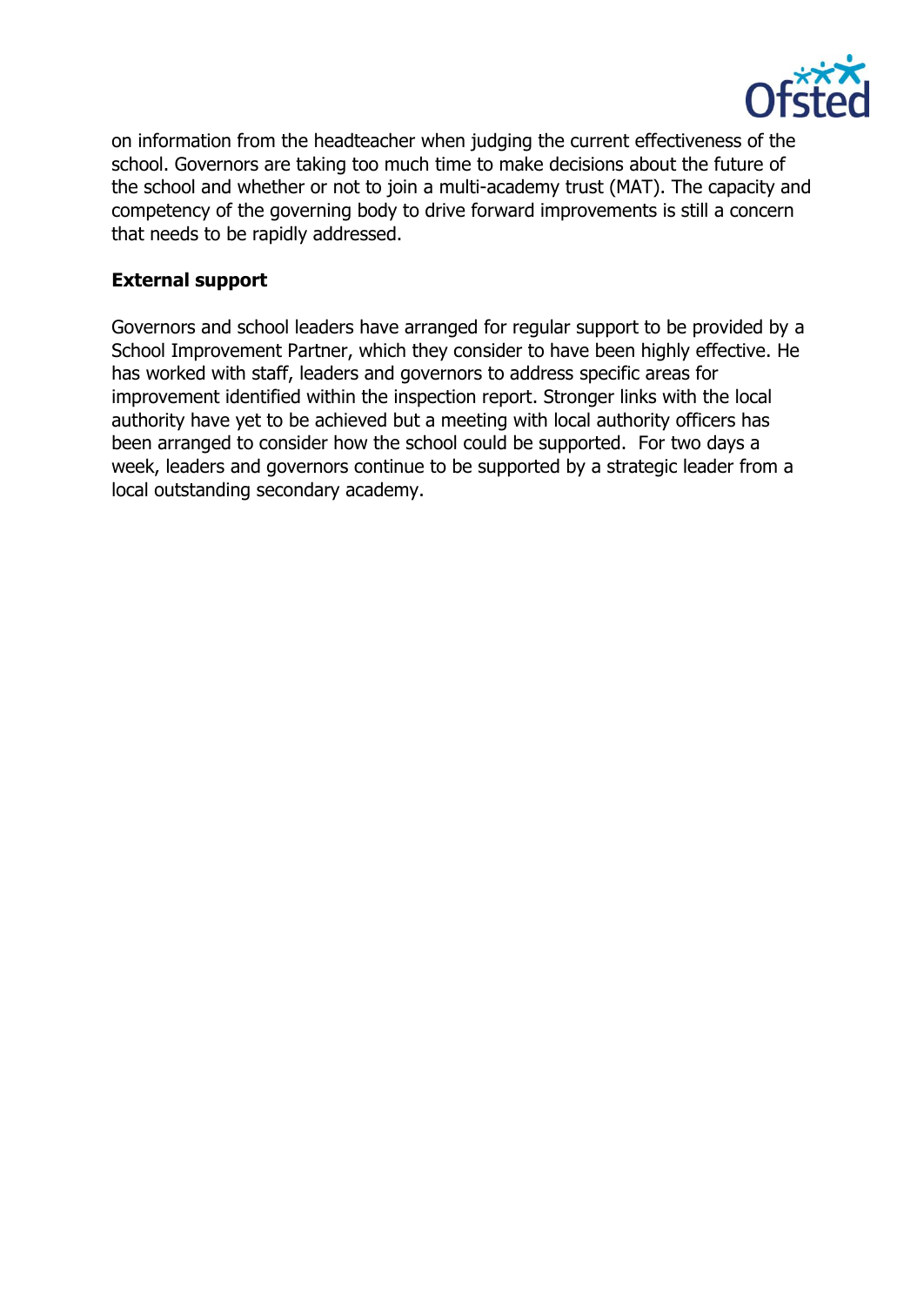on information from the headteacher when judging the current effectiveness of the school. Governors are taking too much time to make decisions about the future of the school and whether or not to join a multi-academy trust (MAT). The capacity and competency of the governing body to drive forward improvements is still a concern that needs to be rapidly addressed.

## External support

Governors and school leaders have arranged for regular support to be provided by a School Improvement Partner, which they consider to have been highly effective. He has worked with staff, leaders and governors to address specific areas for improvement identified within the inspection report. Stronger links with the local authority have yet to be achieved but a meeting with local authority officers has been arranged to consider how the school could be supported. For two days a week, leaders and governors continue to be supported by a strategic leader from a local outstanding secondary academy.